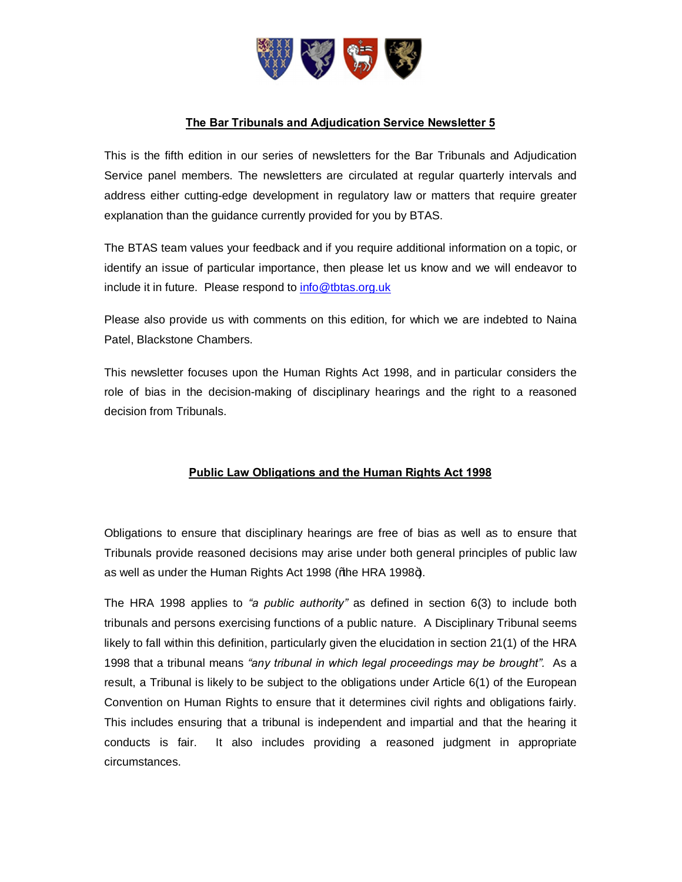# The Bar Tribunals and Adjudication Service Newsletter 5

This is the fifth edition in our series of newsletters for the Bar Tribunals and Adjudication Service panel members. The newsletters are circulated at regular quarterly intervals and address either cutting-edge development in regulatory law or matters that require greater explanation than the guidance currently provided for you by BTAS.

The BTAS team values your feedback and if you require additional information on a topic, or identify an issue of particular importance, then please let us know and we will endeavor to include it in future. Please respond to [info@tbtas.org.uk](mailto:info@tbtas.org.uk)

Please also provide us with comments on this edition, for which we are indebted to Naina Patel, Blackstone Chambers.

This newsletter focuses upon the Human Rights Act 1998, and in particular considers the role of bias in the decision-making of disciplinary hearings and the right to a reasoned decision from Tribunals.

## Public Law Obligations and the Human Rights Act 1998

Obligations to ensure that disciplinary hearings are free of bias as well as to ensure that Tribunals provide reasoned decisions may arise under both general principles of public law as well as under the Human Rights Act 1998 ("the HRA 1998").

The HRA 1998 applies to *"a public authority"* as defined in section 6(3) to include both tribunals and persons exercising functions of a public nature. A Disciplinary Tribunal seems likely to fall within this definition, particularly given the elucidation in section 21(1) of the HRA 1998 that a tribunal means *"any tribunal in which legal proceedings may be brought".* As a result, a Tribunal is likely to be subject to the obligations under Article 6(1) of the European Convention on Human Rights to ensure that it determines civil rights and obligations fairly. This includes ensuring that a tribunal is independent and impartial and that the hearing it conducts is fair. It also includes providing a reasoned judgment in appropriate circumstances.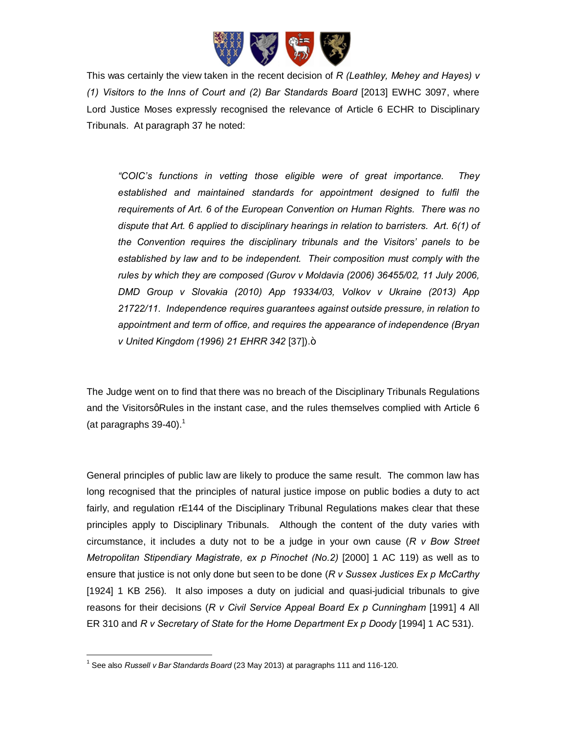This was certainly the view taken in the recent decision of *R (Leathley, Mehey and Hayes) v (1) Visitors to the Inns of Court and (2) Bar Standards Board* [2013] EWHC 3097, where Lord Justice Moses expressly recognised the relevance of Article 6 ECHR to Disciplinary Tribunals. At paragraph 37 he noted:

> *"COIC's functions in vetting those eligible were of great importance. They established and maintained standards for appointment designed to fulfil the requirements of Art. 6 of the European Convention on Human Rights. There was no dispute that Art. 6 applied to disciplinary hearings in relation to barristers. Art. 6(1) of the Convention requires the disciplinary tribunals and the Visitors' panels to be established by law and to be independent. Their composition must comply with the rules by which they are composed (Gurov v Moldavia (2006) 36455/02, 11 July 2006, DMD Group v Slovakia (2010) App 19334/03, Volkov v Ukraine (2013) App 21722/11. Independence requires guarantees against outside pressure, in relation to appointment and term of office, and requires the appearance of independence (Bryan v United Kingdom (1996) 21 EHRR 342* [37]).ò

The Judge went on to find that there was no breach of the Disciplinary Tribunals Regulations and the VisitorsôRules in the instant case, and the rules themselves complied with Article 6 (at paragraphs 39-40).[1]

General principles of public law are likely to produce the same result. The common law has long recognised that the principles of natural justice impose on public bodies a duty to act fairly, and regulation rE144 of the Disciplinary Tribunal Regulations makes clear that these principles apply to Disciplinary Tribunals. Although the content of the duty varies with circumstance, it includes a duty not to be a judge in your own cause (*R v Bow Street Metropolitan Stipendiary Magistrate, ex p Pinochet (No.2)* [2000] 1 AC 119) as well as to ensure that justice is not only done but seen to be done (*R v Sussex Justices Ex p McCarthy* [1924] 1 KB 256). It also imposes a duty on judicial and quasi-judicial tribunals to give reasons for their decisions (*R v Civil Service Appeal Board Ex p Cunningham* [1991] 4 All ER 310 and *R v Secretary of State for the Home Department Ex p Doody* [1994] 1 AC 531).

---

[1] See also *Russell v Bar Standards Board* (23 May 2013) at paragraphs 111 and 116-120.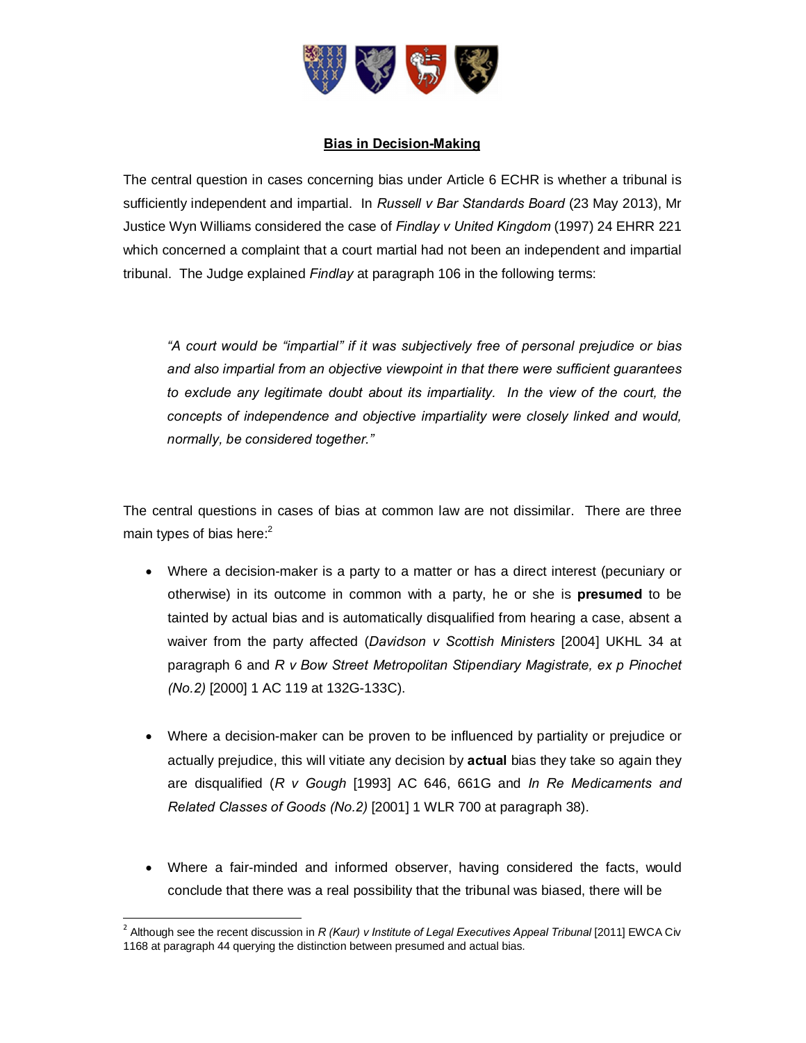## Bias in Decision-Making

The central question in cases concerning bias under Article 6 ECHR is whether a tribunal is sufficiently independent and impartial. In *Russell v Bar Standards Board* (23 May 2013), Mr Justice Wyn Williams considered the case of *Findlay v United Kingdom* (1997) 24 EHRR 221 which concerned a complaint that a court martial had not been an independent and impartial tribunal. The Judge explained *Findlay* at paragraph 106 in the following terms:

> *"A court would be "impartial" if it was subjectively free of personal prejudice or bias and also impartial from an objective viewpoint in that there were sufficient guarantees to exclude any legitimate doubt about its impartiality. In the view of the court, the concepts of independence and objective impartiality were closely linked and would, normally, be considered together."*

The central questions in cases of bias at common law are not dissimilar. There are three main types of bias here:[2]

- Where a decision-maker is a party to a matter or has a direct interest (pecuniary or otherwise) in its outcome in common with a party, he or she is **presumed** to be tainted by actual bias and is automatically disqualified from hearing a case, absent a waiver from the party affected (*Davidson v Scottish Ministers* [2004] UKHL 34 at paragraph 6 and *R v Bow Street Metropolitan Stipendiary Magistrate, ex p Pinochet (No.2)* [2000] 1 AC 119 at 132G-133C).

- Where a decision-maker can be proven to be influenced by partiality or prejudice or actually prejudice, this will vitiate any decision by **actual** bias they take so again they are disqualified (*R v Gough* [1993] AC 646, 661G and *In Re Medicaments and Related Classes of Goods (No.2)* [2001] 1 WLR 700 at paragraph 38).

- Where a fair-minded and informed observer, having considered the facts, would conclude that there was a real possibility that the tribunal was biased, there will be

---

[2] Although see the recent discussion in *R (Kaur) v Institute of Legal Executives Appeal Tribunal* [2011] EWCA Civ 1168 at paragraph 44 querying the distinction between presumed and actual bias.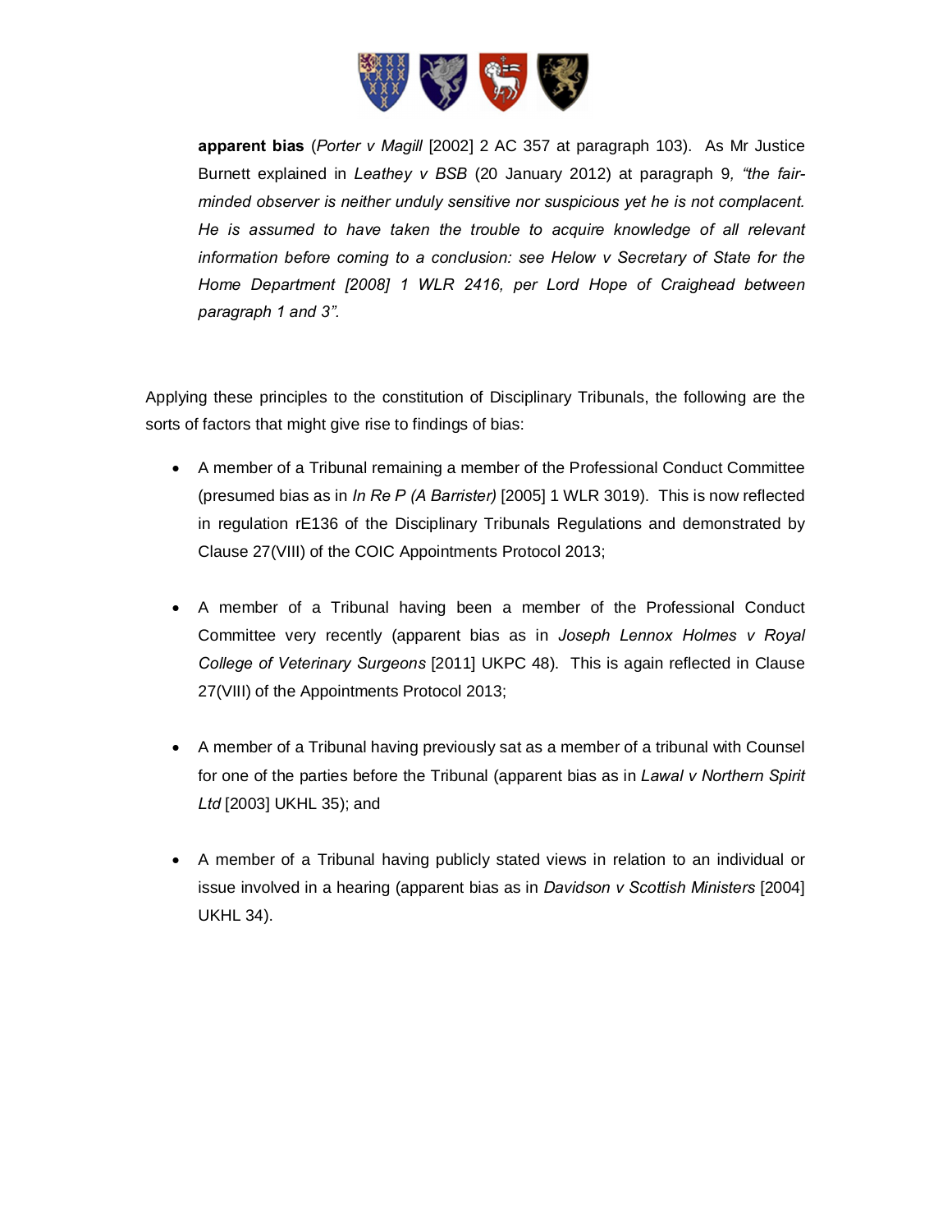**apparent bias** (*Porter v Magill* [2002] 2 AC 357 at paragraph 103). As Mr Justice Burnett explained in *Leathey v BSB* (20 January 2012) at paragraph 9*, "the fair-minded observer is neither unduly sensitive nor suspicious yet he is not complacent. He is assumed to have taken the trouble to acquire knowledge of all relevant information before coming to a conclusion: see Helow v Secretary of State for the Home Department [2008] 1 WLR 2416, per Lord Hope of Craighead between paragraph 1 and 3".*

Applying these principles to the constitution of Disciplinary Tribunals, the following are the sorts of factors that might give rise to findings of bias:

- A member of a Tribunal remaining a member of the Professional Conduct Committee (presumed bias as in *In Re P (A Barrister)* [2005] 1 WLR 3019). This is now reflected in regulation rE136 of the Disciplinary Tribunals Regulations and demonstrated by Clause 27(VIII) of the COIC Appointments Protocol 2013;

- A member of a Tribunal having been a member of the Professional Conduct Committee very recently (apparent bias as in *Joseph Lennox Holmes v Royal College of Veterinary Surgeons* [2011] UKPC 48). This is again reflected in Clause 27(VIII) of the Appointments Protocol 2013;

- A member of a Tribunal having previously sat as a member of a tribunal with Counsel for one of the parties before the Tribunal (apparent bias as in *Lawal v Northern Spirit Ltd* [2003] UKHL 35); and

- A member of a Tribunal having publicly stated views in relation to an individual or issue involved in a hearing (apparent bias as in *Davidson v Scottish Ministers* [2004] UKHL 34).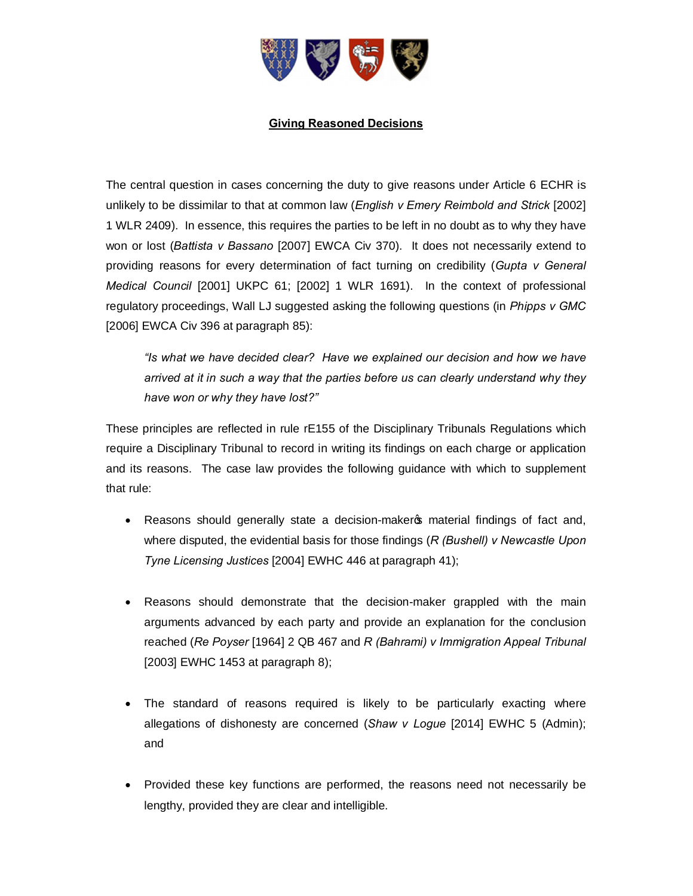**Giving Reasoned Decisions**

The central question in cases concerning the duty to give reasons under Article 6 ECHR is unlikely to be dissimilar to that at common law (*English v Emery Reimbold and Strick* [2002] 1 WLR 2409). In essence, this requires the parties to be left in no doubt as to why they have won or lost (*Battista v Bassano* [2007] EWCA Civ 370). It does not necessarily extend to providing reasons for every determination of fact turning on credibility (*Gupta v General Medical Council* [2001] UKPC 61; [2002] 1 WLR 1691). In the context of professional regulatory proceedings, Wall LJ suggested asking the following questions (in *Phipps v GMC* [2006] EWCA Civ 396 at paragraph 85):

> *"Is what we have decided clear? Have we explained our decision and how we have arrived at it in such a way that the parties before us can clearly understand why they have won or why they have lost?"*

These principles are reflected in rule rE155 of the Disciplinary Tribunals Regulations which require a Disciplinary Tribunal to record in writing its findings on each charge or application and its reasons. The case law provides the following guidance with which to supplement that rule:

- Reasons should generally state a decision-maker's material findings of fact and, where disputed, the evidential basis for those findings (*R (Bushell) v Newcastle Upon Tyne Licensing Justices* [2004] EWHC 446 at paragraph 41);

- Reasons should demonstrate that the decision-maker grappled with the main arguments advanced by each party and provide an explanation for the conclusion reached (*Re Poyser* [1964] 2 QB 467 and *R (Bahrami) v Immigration Appeal Tribunal* [2003] EWHC 1453 at paragraph 8);

- The standard of reasons required is likely to be particularly exacting where allegations of dishonesty are concerned (*Shaw v Logue* [2014] EWHC 5 (Admin); and

- Provided these key functions are performed, the reasons need not necessarily be lengthy, provided they are clear and intelligible.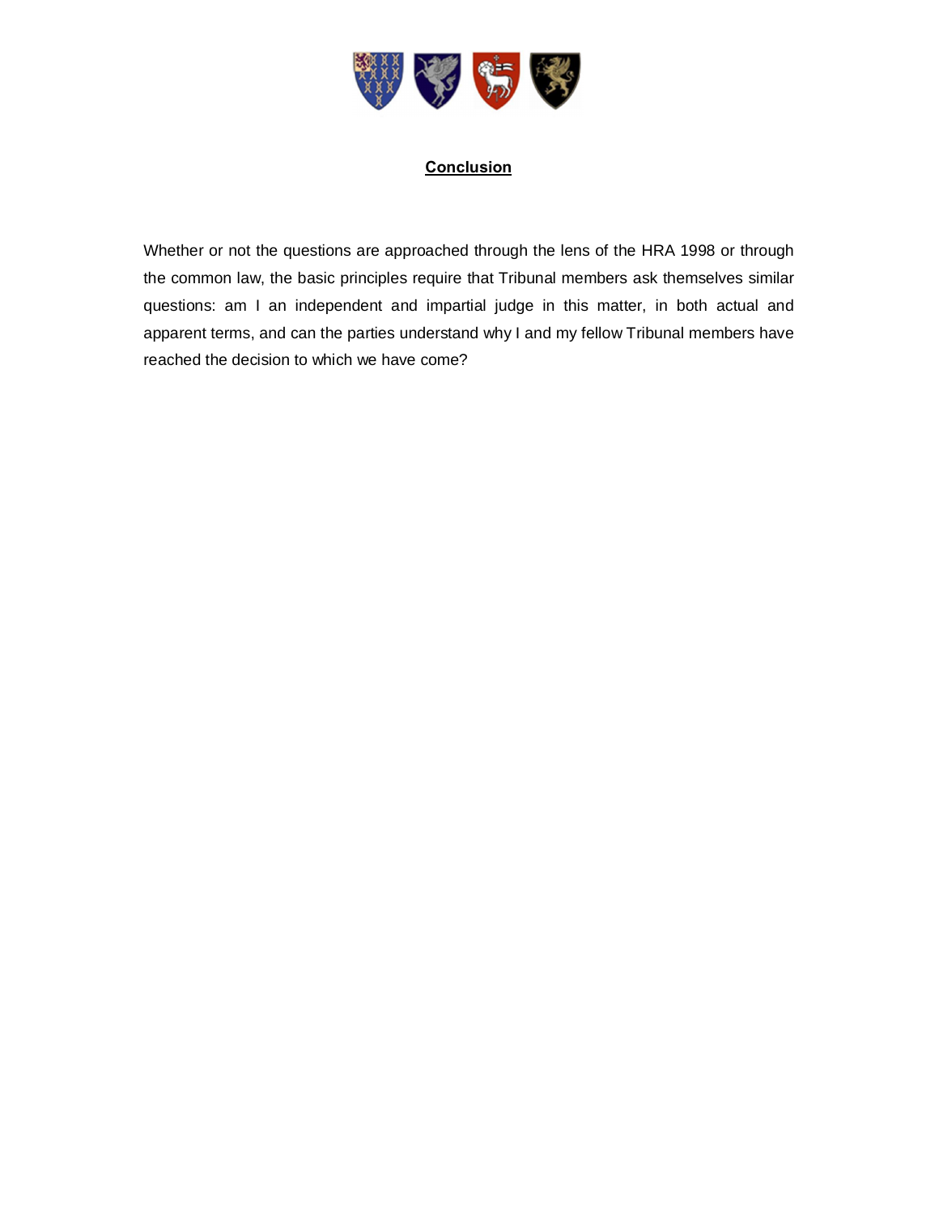## Conclusion

Whether or not the questions are approached through the lens of the HRA 1998 or through the common law, the basic principles require that Tribunal members ask themselves similar questions: am I an independent and impartial judge in this matter, in both actual and apparent terms, and can the parties understand why I and my fellow Tribunal members have reached the decision to which we have come?